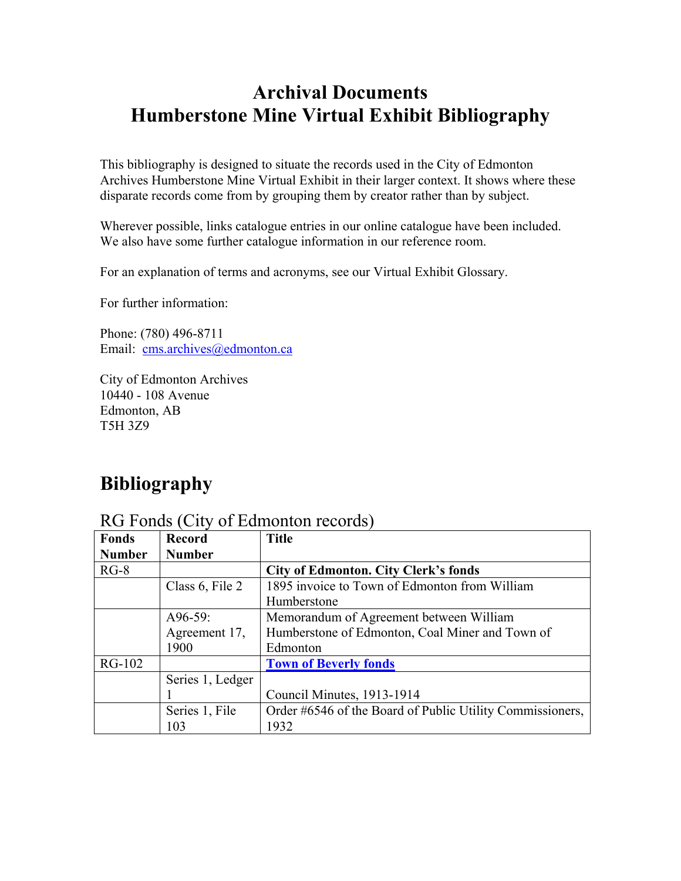# Archival Documents
# Humberstone Mine Virtual Exhibit Bibliography

This bibliography is designed to situate the records used in the City of Edmonton Archives Humberstone Mine Virtual Exhibit in their larger context. It shows where these disparate records come from by grouping them by creator rather than by subject.

Wherever possible, links catalogue entries in our online catalogue have been included. We also have some further catalogue information in our reference room.

For an explanation of terms and acronyms, see our Virtual Exhibit Glossary.

For further information:

Phone: (780) 496-8711
Email: cms.archives@edmonton.ca

City of Edmonton Archives
10440 - 108 Avenue
Edmonton, AB
T5H 3Z9

## Bibliography

### RG Fonds (City of Edmonton records)

| Fonds Number | Record Number | Title |
|---|---|---|
| RG-8 | | **City of Edmonton. City Clerk's fonds** |
| | Class 6, File 2 | 1895 invoice to Town of Edmonton from William Humberstone |
| | A96-59: Agreement 17, 1900 | Memorandum of Agreement between William Humberstone of Edmonton, Coal Miner and Town of Edmonton |
| RG-102 | | **Town of Beverly fonds** |
| | Series 1, Ledger 1 | Council Minutes, 1913-1914 |
| | Series 1, File 103 | Order #6546 of the Board of Public Utility Commissioners, 1932 |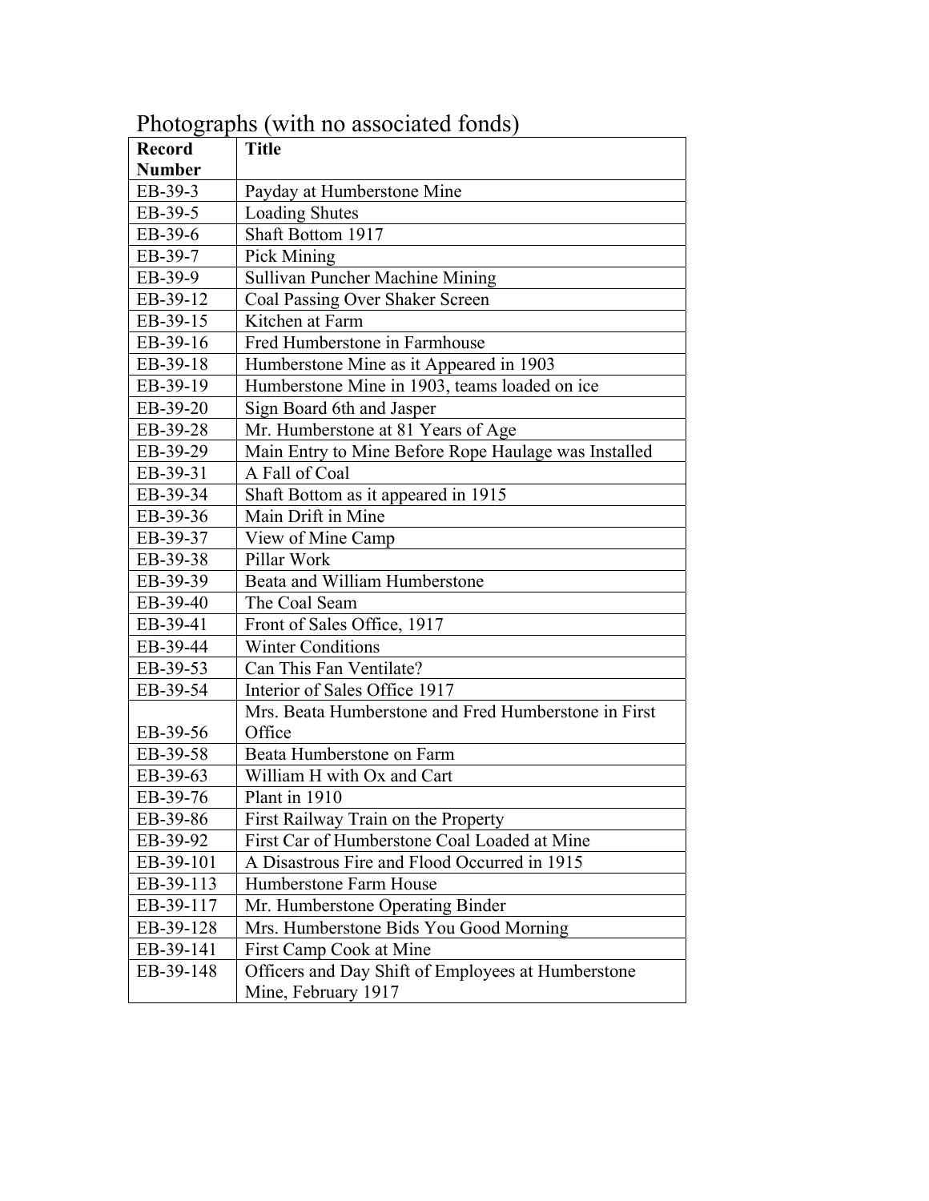Photographs (with no associated fonds)

| Record Number | Title |
| --- | --- |
| EB-39-3 | Payday at Humberstone Mine |
| EB-39-5 | Loading Shutes |
| EB-39-6 | Shaft Bottom 1917 |
| EB-39-7 | Pick Mining |
| EB-39-9 | Sullivan Puncher Machine Mining |
| EB-39-12 | Coal Passing Over Shaker Screen |
| EB-39-15 | Kitchen at Farm |
| EB-39-16 | Fred Humberstone in Farmhouse |
| EB-39-18 | Humberstone Mine as it Appeared in 1903 |
| EB-39-19 | Humberstone Mine in 1903, teams loaded on ice |
| EB-39-20 | Sign Board 6th and Jasper |
| EB-39-28 | Mr. Humberstone at 81 Years of Age |
| EB-39-29 | Main Entry to Mine Before Rope Haulage was Installed |
| EB-39-31 | A Fall of Coal |
| EB-39-34 | Shaft Bottom as it appeared in 1915 |
| EB-39-36 | Main Drift in Mine |
| EB-39-37 | View of Mine Camp |
| EB-39-38 | Pillar Work |
| EB-39-39 | Beata and William Humberstone |
| EB-39-40 | The Coal Seam |
| EB-39-41 | Front of Sales Office, 1917 |
| EB-39-44 | Winter Conditions |
| EB-39-53 | Can This Fan Ventilate? |
| EB-39-54 | Interior of Sales Office 1917 |
| EB-39-56 | Mrs. Beata Humberstone and Fred Humberstone in First Office |
| EB-39-58 | Beata Humberstone on Farm |
| EB-39-63 | William H with Ox and Cart |
| EB-39-76 | Plant in 1910 |
| EB-39-86 | First Railway Train on the Property |
| EB-39-92 | First Car of Humberstone Coal Loaded at Mine |
| EB-39-101 | A Disastrous Fire and Flood Occurred in 1915 |
| EB-39-113 | Humberstone Farm House |
| EB-39-117 | Mr. Humberstone Operating Binder |
| EB-39-128 | Mrs. Humberstone Bids You Good Morning |
| EB-39-141 | First Camp Cook at Mine |
| EB-39-148 | Officers and Day Shift of Employees at Humberstone Mine, February 1917 |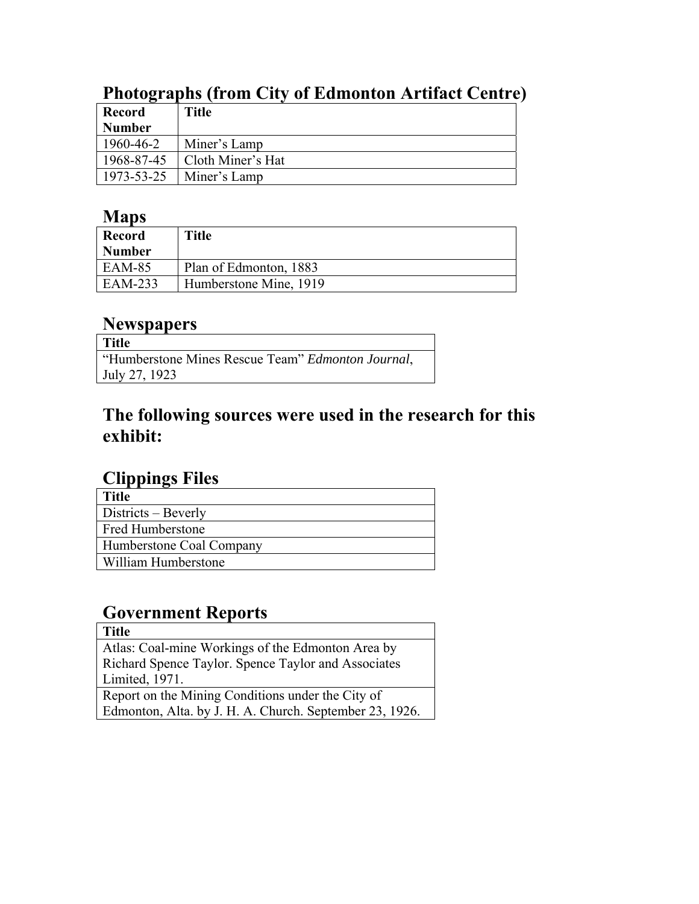## Photographs (from City of Edmonton Artifact Centre)

| Record Number | Title |
|---|---|
| 1960-46-2 | Miner's Lamp |
| 1968-87-45 | Cloth Miner's Hat |
| 1973-53-25 | Miner's Lamp |

## Maps

| Record Number | Title |
|---|---|
| EAM-85 | Plan of Edmonton, 1883 |
| EAM-233 | Humberstone Mine, 1919 |

## Newspapers

| Title |
|---|
| "Humberstone Mines Rescue Team" *Edmonton Journal*, July 27, 1923 |

## The following sources were used in the research for this exhibit:

## Clippings Files

| Title |
|---|
| Districts – Beverly |
| Fred Humberstone |
| Humberstone Coal Company |
| William Humberstone |

## Government Reports

| Title |
|---|
| Atlas: Coal-mine Workings of the Edmonton Area by Richard Spence Taylor. Spence Taylor and Associates Limited, 1971. |
| Report on the Mining Conditions under the City of Edmonton, Alta. by J. H. A. Church. September 23, 1926. |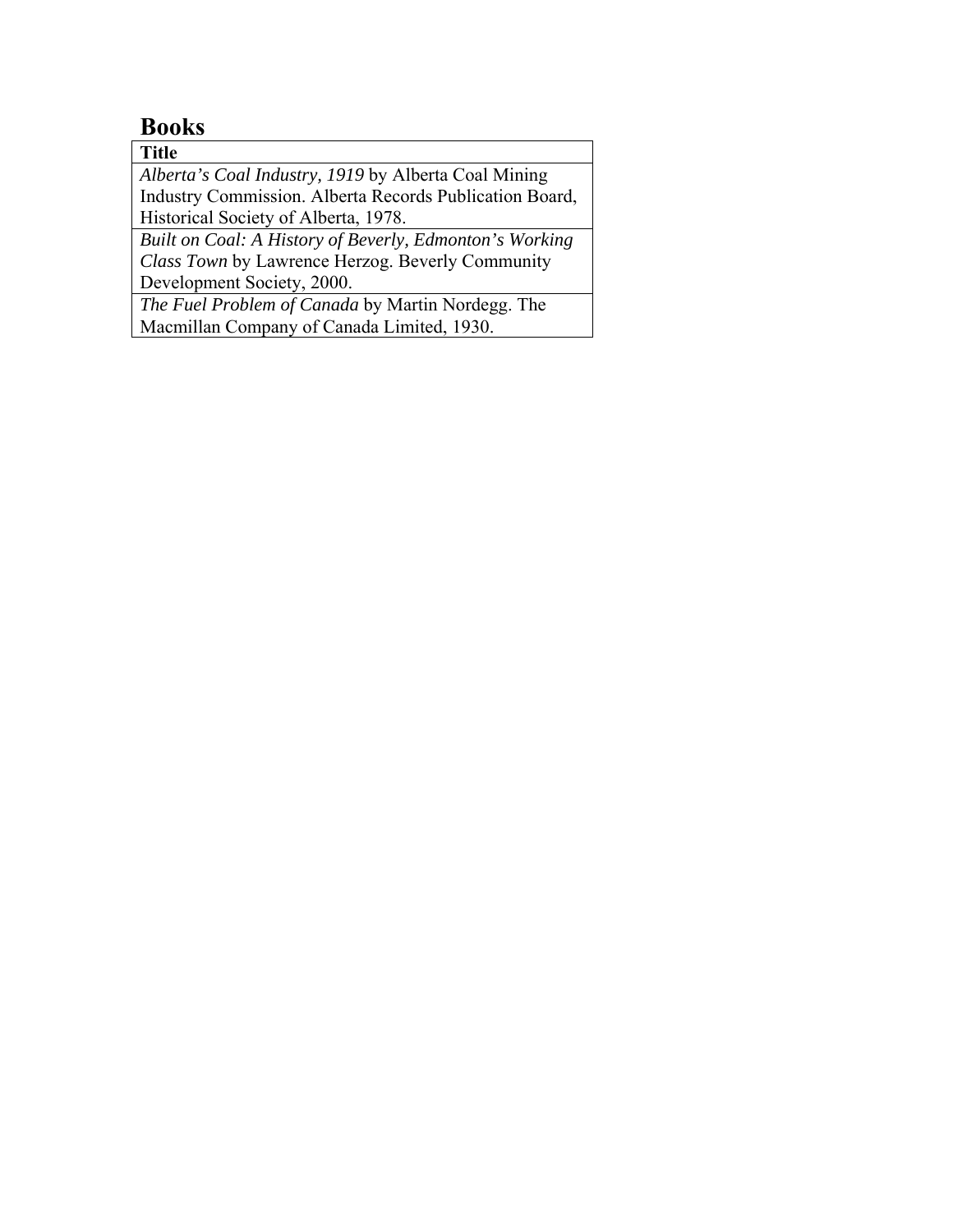## Books

| Title |
| --- |
| *Alberta's Coal Industry, 1919* by Alberta Coal Mining Industry Commission. Alberta Records Publication Board, Historical Society of Alberta, 1978. |
| *Built on Coal: A History of Beverly, Edmonton's Working Class Town* by Lawrence Herzog. Beverly Community Development Society, 2000. |
| *The Fuel Problem of Canada* by Martin Nordegg. The Macmillan Company of Canada Limited, 1930. |